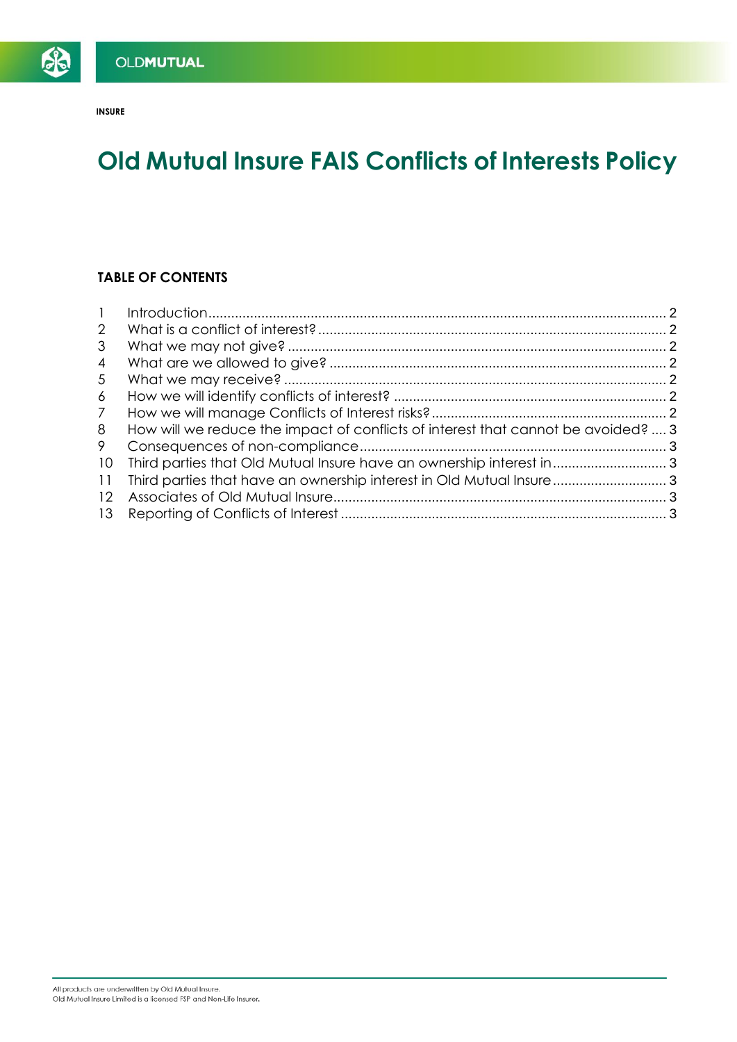INSURE

# Old Mutual Insure FAIS Conflicts of Interests Policy

## TABLE OF CONTENTS

| | | |
|---|---|---|
| 1 | Introduction | 2 |
| 2 | What is a conflict of interest? | 2 |
| 3 | What we may not give? | 2 |
| 4 | What are we allowed to give? | 2 |
| 5 | What we may receive? | 2 |
| 6 | How we will identify conflicts of interest? | 2 |
| 7 | How we will manage Conflicts of Interest risks? | 2 |
| 8 | How will we reduce the impact of conflicts of interest that cannot be avoided? | 3 |
| 9 | Consequences of non-compliance | 3 |
| 10 | Third parties that Old Mutual Insure have an ownership interest in | 3 |
| 11 | Third parties that have an ownership interest in Old Mutual Insure | 3 |
| 12 | Associates of Old Mutual Insure | 3 |
| 13 | Reporting of Conflicts of Interest | 3 |

All products are underwritten by Old Mutual Insure.
Old Mutual Insure Limited is a licensed FSP and Non-Life Insurer.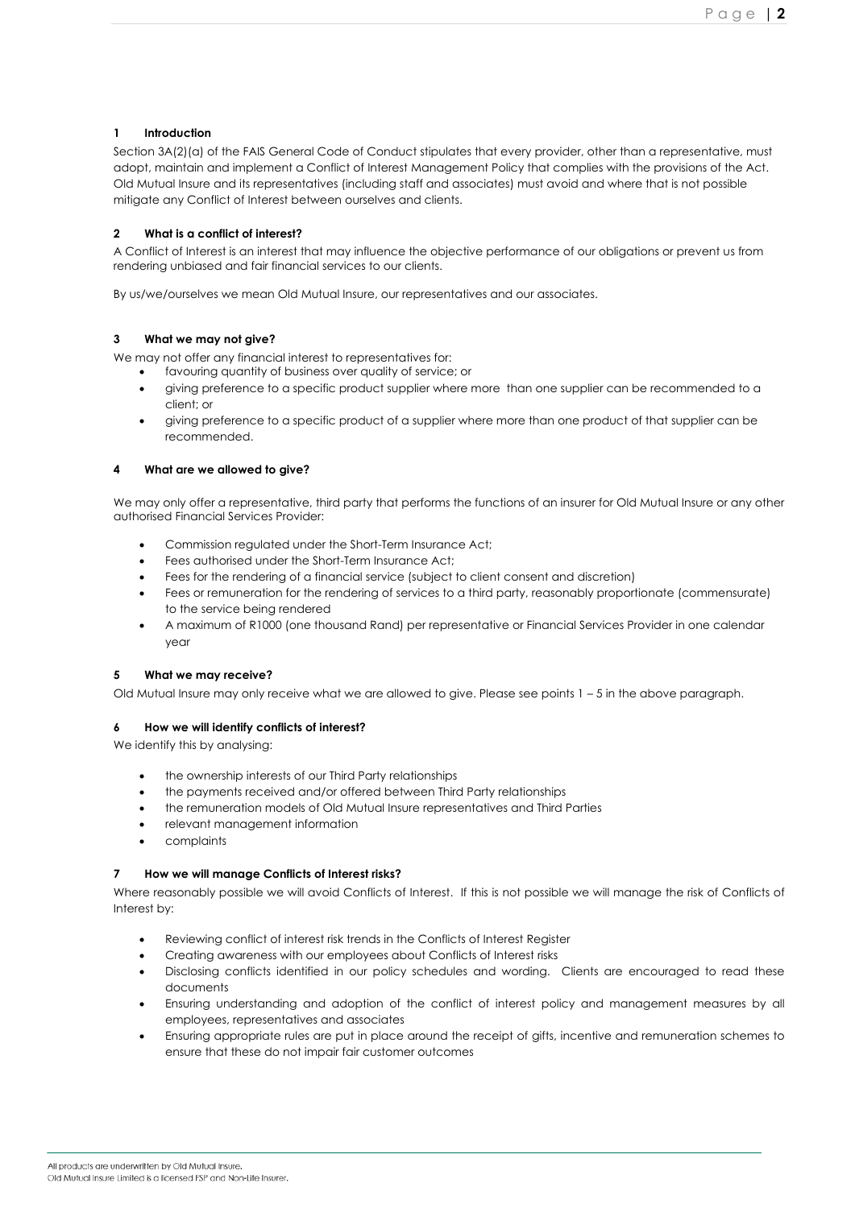## 1 Introduction

Section 3A(2)(a) of the FAIS General Code of Conduct stipulates that every provider, other than a representative, must adopt, maintain and implement a Conflict of Interest Management Policy that complies with the provisions of the Act. Old Mutual Insure and its representatives (including staff and associates) must avoid and where that is not possible mitigate any Conflict of Interest between ourselves and clients.

## 2 What is a conflict of interest?

A Conflict of Interest is an interest that may influence the objective performance of our obligations or prevent us from rendering unbiased and fair financial services to our clients.

By us/we/ourselves we mean Old Mutual Insure, our representatives and our associates.

## 3 What we may not give?

We may not offer any financial interest to representatives for:

- favouring quantity of business over quality of service; or
- giving preference to a specific product supplier where more than one supplier can be recommended to a client; or
- giving preference to a specific product of a supplier where more than one product of that supplier can be recommended.

## 4 What are we allowed to give?

We may only offer a representative, third party that performs the functions of an insurer for Old Mutual Insure or any other authorised Financial Services Provider:

- Commission regulated under the Short-Term Insurance Act;
- Fees authorised under the Short-Term Insurance Act;
- Fees for the rendering of a financial service (subject to client consent and discretion)
- Fees or remuneration for the rendering of services to a third party, reasonably proportionate (commensurate) to the service being rendered
- A maximum of R1000 (one thousand Rand) per representative or Financial Services Provider in one calendar year

## 5 What we may receive?

Old Mutual Insure may only receive what we are allowed to give. Please see points 1 – 5 in the above paragraph.

## 6 How we will identify conflicts of interest?

We identify this by analysing:

- the ownership interests of our Third Party relationships
- the payments received and/or offered between Third Party relationships
- the remuneration models of Old Mutual Insure representatives and Third Parties
- relevant management information
- complaints

## 7 How we will manage Conflicts of Interest risks?

Where reasonably possible we will avoid Conflicts of Interest. If this is not possible we will manage the risk of Conflicts of Interest by:

- Reviewing conflict of interest risk trends in the Conflicts of Interest Register
- Creating awareness with our employees about Conflicts of Interest risks
- Disclosing conflicts identified in our policy schedules and wording. Clients are encouraged to read these documents
- Ensuring understanding and adoption of the conflict of interest policy and management measures by all employees, representatives and associates
- Ensuring appropriate rules are put in place around the receipt of gifts, incentive and remuneration schemes to ensure that these do not impair fair customer outcomes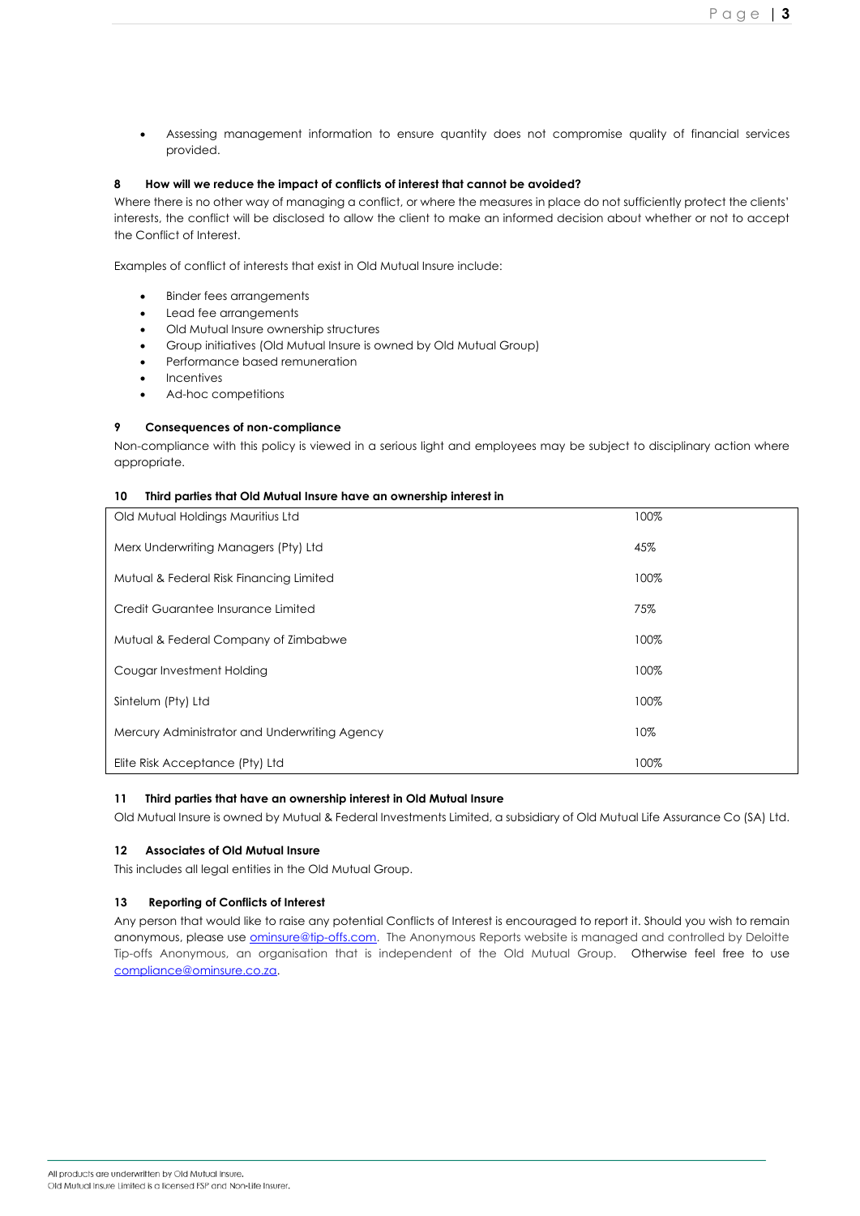- Assessing management information to ensure quantity does not compromise quality of financial services provided.

**8 How will we reduce the impact of conflicts of interest that cannot be avoided?**

Where there is no other way of managing a conflict, or where the measures in place do not sufficiently protect the clients' interests, the conflict will be disclosed to allow the client to make an informed decision about whether or not to accept the Conflict of Interest.

Examples of conflict of interests that exist in Old Mutual Insure include:

- Binder fees arrangements
- Lead fee arrangements
- Old Mutual Insure ownership structures
- Group initiatives (Old Mutual Insure is owned by Old Mutual Group)
- Performance based remuneration
- Incentives
- Ad-hoc competitions

**9 Consequences of non-compliance**

Non-compliance with this policy is viewed in a serious light and employees may be subject to disciplinary action where appropriate.

**10 Third parties that Old Mutual Insure have an ownership interest in**

| | |
|---|---|
| Old Mutual Holdings Mauritius Ltd | 100% |
| Merx Underwriting Managers (Pty) Ltd | 45% |
| Mutual & Federal Risk Financing Limited | 100% |
| Credit Guarantee Insurance Limited | 75% |
| Mutual & Federal Company of Zimbabwe | 100% |
| Cougar Investment Holding | 100% |
| Sintelum (Pty) Ltd | 100% |
| Mercury Administrator and Underwriting Agency | 10% |
| Elite Risk Acceptance (Pty) Ltd | 100% |

**11 Third parties that have an ownership interest in Old Mutual Insure**

Old Mutual Insure is owned by Mutual & Federal Investments Limited, a subsidiary of Old Mutual Life Assurance Co (SA) Ltd.

**12 Associates of Old Mutual Insure**

This includes all legal entities in the Old Mutual Group.

**13 Reporting of Conflicts of Interest**

Any person that would like to raise any potential Conflicts of Interest is encouraged to report it. Should you wish to remain anonymous, please use ominsure@tip-offs.com. The Anonymous Reports website is managed and controlled by Deloitte Tip-offs Anonymous, an organisation that is independent of the Old Mutual Group. Otherwise feel free to use compliance@ominsure.co.za.

All products are underwritten by Old Mutual Insure.
Old Mutual Insure Limited is a licensed FSP and Non-Life Insurer.